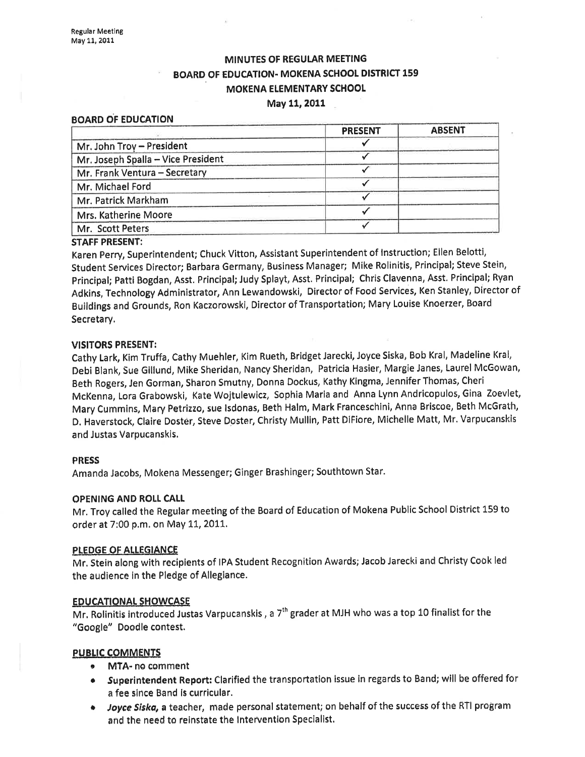# MINUTES OF REGULAR MEETING
## BOARD OF EDUCATION- MOKENA SCHOOL DISTRICT 159
## MOKENA ELEMENTARY SCHOOL
### May 11, 2011

**BOARD OF EDUCATION**

| | PRESENT | ABSENT |
|---|---|---|
| Mr. John Troy – President | ✓ | |
| Mr. Joseph Spalla – Vice President | ✓ | |
| Mr. Frank Ventura – Secretary | ✓ | |
| Mr. Michael Ford | ✓ | |
| Mr. Patrick Markham | ✓ | |
| Mrs. Katherine Moore | ✓ | |
| Mr. Scott Peters | ✓ | |

**STAFF PRESENT:**

Karen Perry, Superintendent; Chuck Vitton, Assistant Superintendent of Instruction; Ellen Belotti, Student Services Director; Barbara Germany, Business Manager; Mike Rolinitis, Principal; Steve Stein, Principal; Patti Bogdan, Asst. Principal; Judy Splayt, Asst. Principal; Chris Clavenna, Asst. Principal; Ryan Adkins, Technology Administrator, Ann Lewandowski, Director of Food Services, Ken Stanley, Director of Buildings and Grounds, Ron Kaczorowski, Director of Transportation; Mary Louise Knoerzer, Board Secretary.

**VISITORS PRESENT:**

Cathy Lark, Kim Truffa, Cathy Muehler, Kim Rueth, Bridget Jarecki, Joyce Siska, Bob Kral, Madeline Kral, Debi Blank, Sue Gillund, Mike Sheridan, Nancy Sheridan, Patricia Hasier, Margie Janes, Laurel McGowan, Beth Rogers, Jen Gorman, Sharon Smutny, Donna Dockus, Kathy Kingma, Jennifer Thomas, Cheri McKenna, Lora Grabowski, Kate Wojtulewicz, Sophia Maria and Anna Lynn Andricopulos, Gina Zoevlet, Mary Cummins, Mary Petrizzo, sue Isdonas, Beth Halm, Mark Franceschini, Anna Briscoe, Beth McGrath, D. Haverstock, Claire Doster, Steve Doster, Christy Mullin, Patt DiFiore, Michelle Matt, Mr. Varpucanskis and Justas Varpucanskis.

**PRESS**

Amanda Jacobs, Mokena Messenger; Ginger Brashinger; Southtown Star.

**OPENING AND ROLL CALL**

Mr. Troy called the Regular meeting of the Board of Education of Mokena Public School District 159 to order at 7:00 p.m. on May 11, 2011.

**PLEDGE OF ALLEGIANCE**

Mr. Stein along with recipients of IPA Student Recognition Awards; Jacob Jarecki and Christy Cook led the audience in the Pledge of Allegiance.

**EDUCATIONAL SHOWCASE**

Mr. Rolinitis introduced Justas Varpucanskis , a 7th grader at MJH who was a top 10 finalist for the "Google" Doodle contest.

**PUBLIC COMMENTS**

- **MTA**- no comment
- ***Superintendent Report:*** Clarified the transportation issue in regards to Band; will be offered for a fee since Band is curricular.
- ***Joyce Siska,*** a teacher, made personal statement; on behalf of the success of the RTI program and the need to reinstate the Intervention Specialist.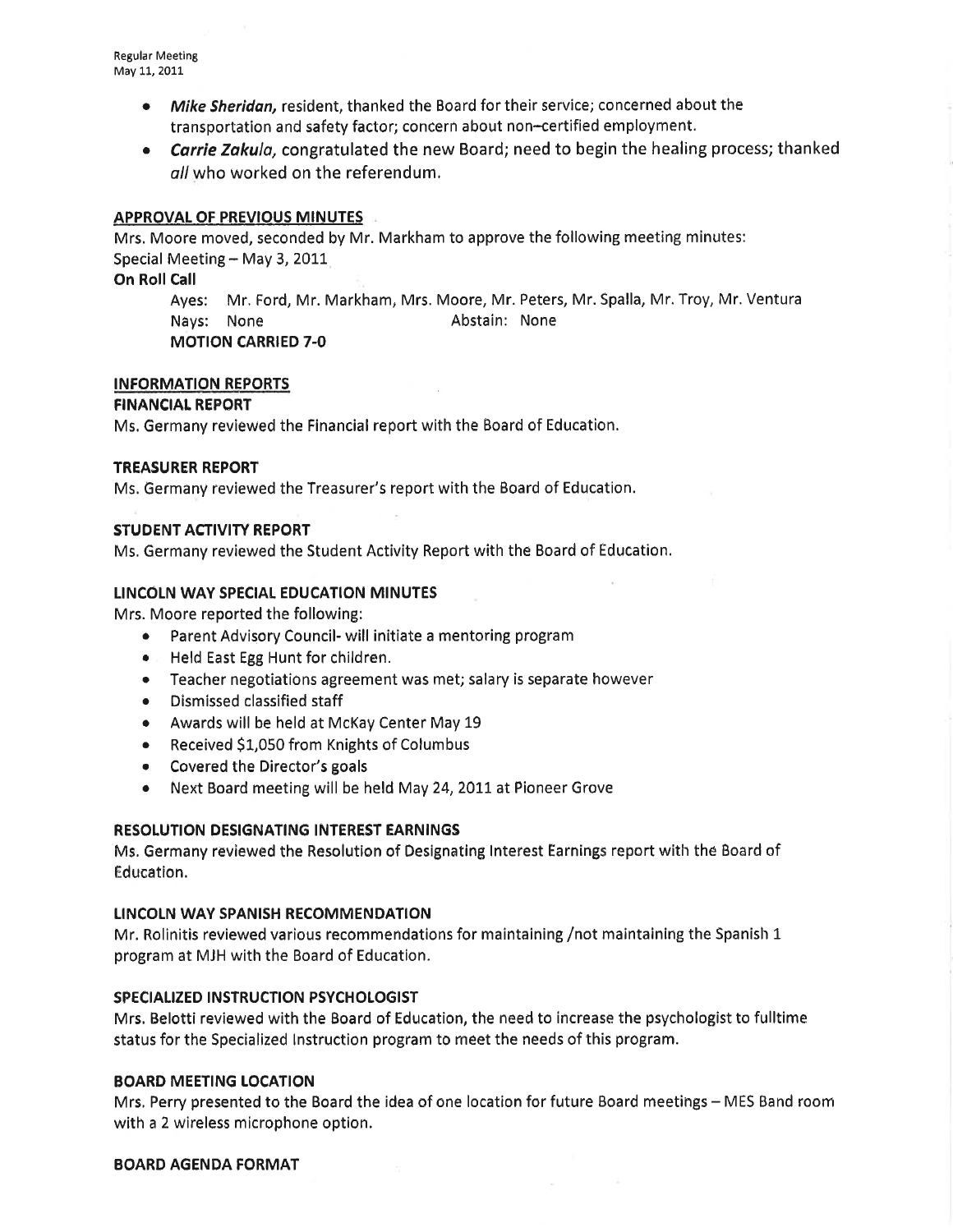- ***Mike Sheridan,*** resident, thanked the Board for their service; concerned about the transportation and safety factor; concern about non–certified employment.
- ***Carrie Zakula,*** congratulated the new Board; need to begin the healing process; thanked *all* who worked on the referendum.

## APPROVAL OF PREVIOUS MINUTES

Mrs. Moore moved, seconded by Mr. Markham to approve the following meeting minutes:
Special Meeting – May 3, 2011

**On Roll Call**

Ayes: Mr. Ford, Mr. Markham, Mrs. Moore, Mr. Peters, Mr. Spalla, Mr. Troy, Mr. Ventura
Nays: None    Abstain: None
**MOTION CARRIED 7-0**

## INFORMATION REPORTS

### FINANCIAL REPORT

Ms. Germany reviewed the Financial report with the Board of Education.

### TREASURER REPORT

Ms. Germany reviewed the Treasurer's report with the Board of Education.

### STUDENT ACTIVITY REPORT

Ms. Germany reviewed the Student Activity Report with the Board of Education.

### LINCOLN WAY SPECIAL EDUCATION MINUTES

Mrs. Moore reported the following:

- Parent Advisory Council- will initiate a mentoring program
- Held East Egg Hunt for children.
- Teacher negotiations agreement was met; salary is separate however
- Dismissed classified staff
- Awards will be held at McKay Center May 19
- Received $1,050 from Knights of Columbus
- Covered the Director's goals
- Next Board meeting will be held May 24, 2011 at Pioneer Grove

### RESOLUTION DESIGNATING INTEREST EARNINGS

Ms. Germany reviewed the Resolution of Designating Interest Earnings report with the Board of Education.

### LINCOLN WAY SPANISH RECOMMENDATION

Mr. Rolinitis reviewed various recommendations for maintaining /not maintaining the Spanish 1 program at MJH with the Board of Education.

### SPECIALIZED INSTRUCTION PSYCHOLOGIST

Mrs. Belotti reviewed with the Board of Education, the need to increase the psychologist to fulltime status for the Specialized Instruction program to meet the needs of this program.

### BOARD MEETING LOCATION

Mrs. Perry presented to the Board the idea of one location for future Board meetings – MES Band room with a 2 wireless microphone option.

### BOARD AGENDA FORMAT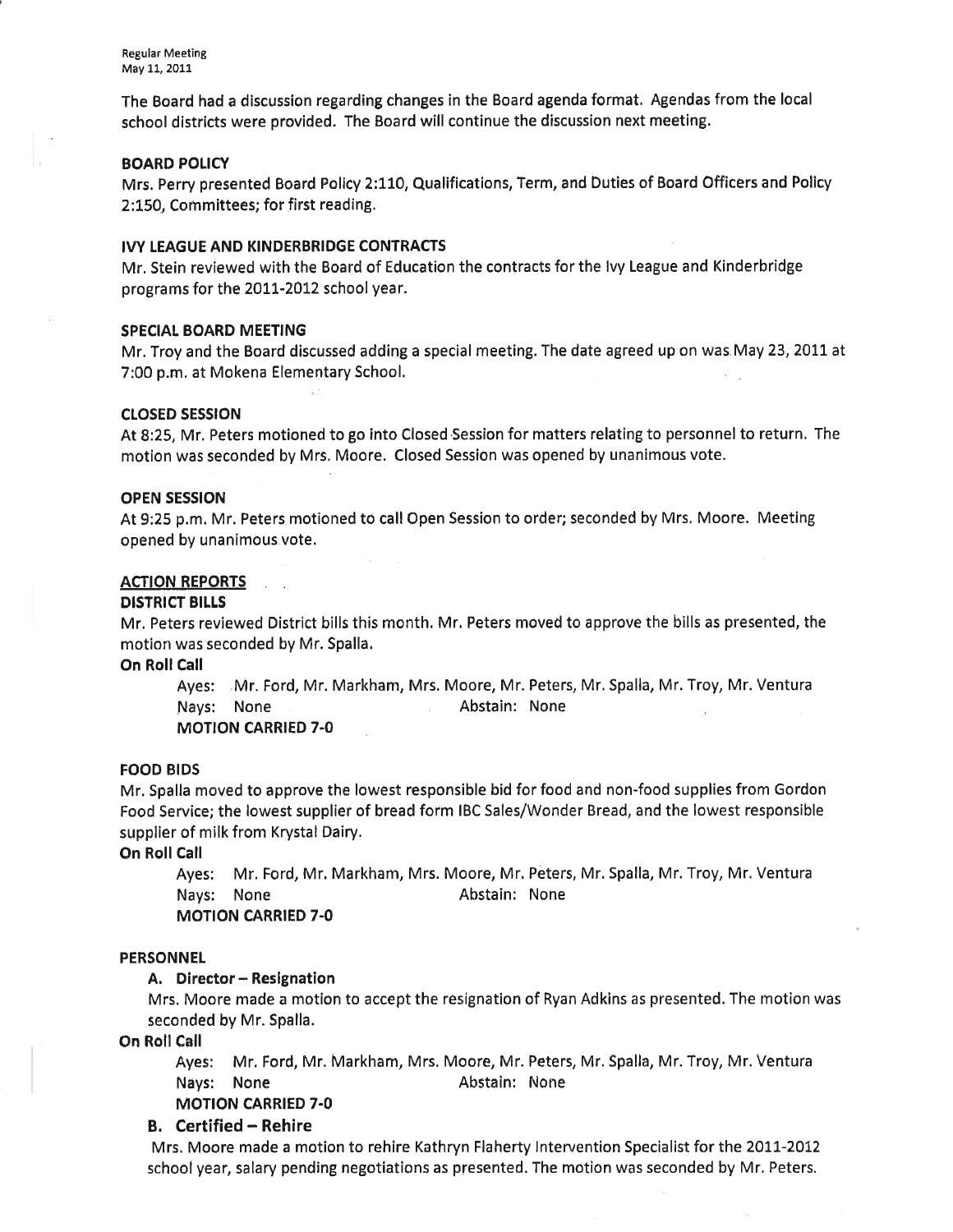The Board had a discussion regarding changes in the Board agenda format. Agendas from the local school districts were provided. The Board will continue the discussion next meeting.

**BOARD POLICY**

Mrs. Perry presented Board Policy 2:110, Qualifications, Term, and Duties of Board Officers and Policy 2:150, Committees; for first reading.

**IVY LEAGUE AND KINDERBRIDGE CONTRACTS**

Mr. Stein reviewed with the Board of Education the contracts for the Ivy League and Kinderbridge programs for the 2011-2012 school year.

**SPECIAL BOARD MEETING**

Mr. Troy and the Board discussed adding a special meeting. The date agreed up on was May 23, 2011 at 7:00 p.m. at Mokena Elementary School.

**CLOSED SESSION**

At 8:25, Mr. Peters motioned to go into Closed Session for matters relating to personnel to return. The motion was seconded by Mrs. Moore. Closed Session was opened by unanimous vote.

**OPEN SESSION**

At 9:25 p.m. Mr. Peters motioned to call Open Session to order; seconded by Mrs. Moore. Meeting opened by unanimous vote.

**ACTION REPORTS**

**DISTRICT BILLS**

Mr. Peters reviewed District bills this month. Mr. Peters moved to approve the bills as presented, the motion was seconded by Mr. Spalla.

**On Roll Call**

Ayes: Mr. Ford, Mr. Markham, Mrs. Moore, Mr. Peters, Mr. Spalla, Mr. Troy, Mr. Ventura
Nays: None Abstain: None
**MOTION CARRIED 7-0**

**FOOD BIDS**

Mr. Spalla moved to approve the lowest responsible bid for food and non-food supplies from Gordon Food Service; the lowest supplier of bread form IBC Sales/Wonder Bread, and the lowest responsible supplier of milk from Krystal Dairy.

**On Roll Call**

Ayes: Mr. Ford, Mr. Markham, Mrs. Moore, Mr. Peters, Mr. Spalla, Mr. Troy, Mr. Ventura
Nays: None Abstain: None
**MOTION CARRIED 7-0**

**PERSONNEL**

**A. Director – Resignation**

Mrs. Moore made a motion to accept the resignation of Ryan Adkins as presented. The motion was seconded by Mr. Spalla.

**On Roll Call**

Ayes: Mr. Ford, Mr. Markham, Mrs. Moore, Mr. Peters, Mr. Spalla, Mr. Troy, Mr. Ventura
Nays: None Abstain: None
**MOTION CARRIED 7-0**

**B. Certified – Rehire**

Mrs. Moore made a motion to rehire Kathryn Flaherty Intervention Specialist for the 2011-2012 school year, salary pending negotiations as presented. The motion was seconded by Mr. Peters.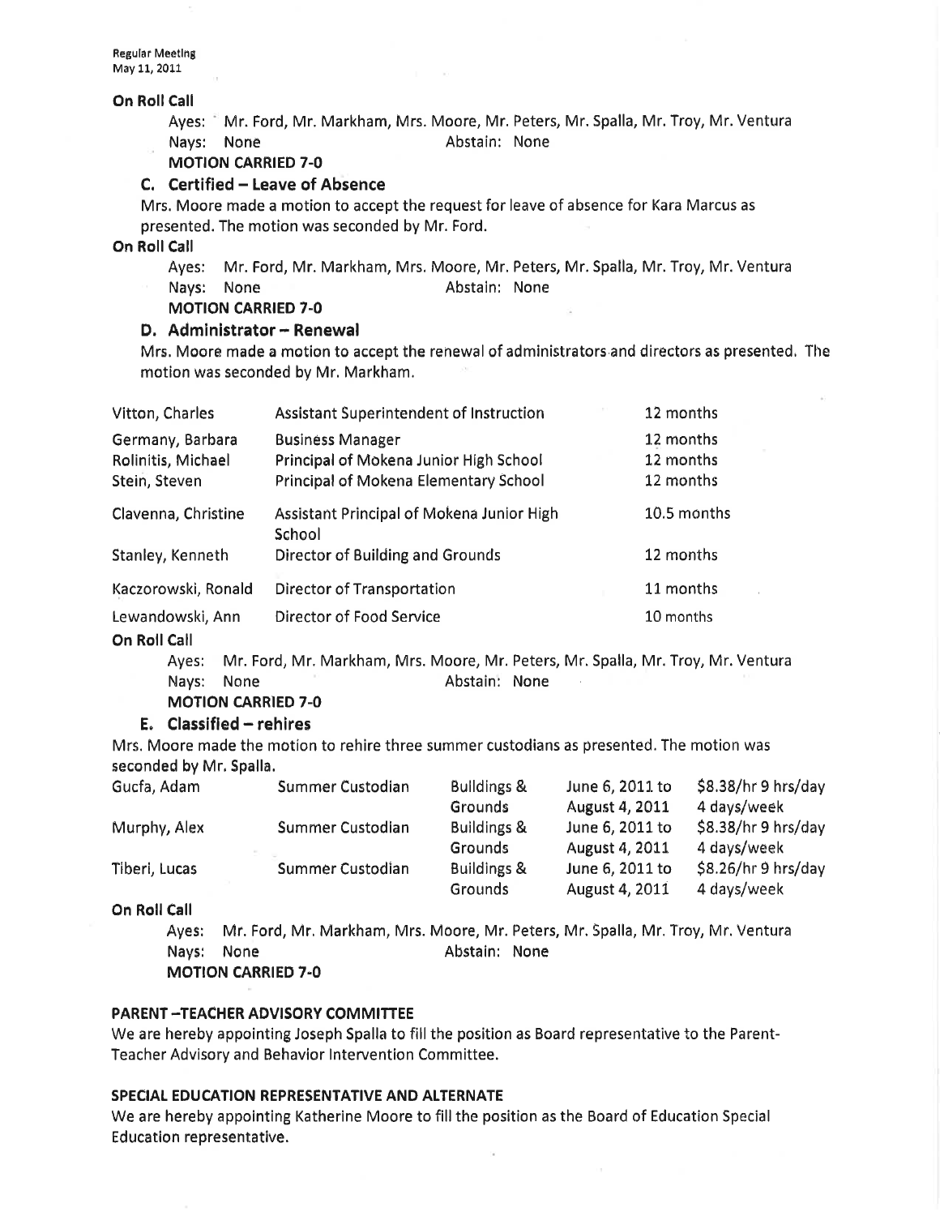**On Roll Call**

Ayes: Mr. Ford, Mr. Markham, Mrs. Moore, Mr. Peters, Mr. Spalla, Mr. Troy, Mr. Ventura
Nays: None Abstain: None
**MOTION CARRIED 7-0**

### C. Certified – Leave of Absence

Mrs. Moore made a motion to accept the request for leave of absence for Kara Marcus as presented. The motion was seconded by Mr. Ford.

**On Roll Call**

Ayes: Mr. Ford, Mr. Markham, Mrs. Moore, Mr. Peters, Mr. Spalla, Mr. Troy, Mr. Ventura
Nays: None Abstain: None
**MOTION CARRIED 7-0**

### D. Administrator – Renewal

Mrs. Moore made a motion to accept the renewal of administrators and directors as presented. The motion was seconded by Mr. Markham.

| | | |
|---|---|---|
| Vitton, Charles | Assistant Superintendent of Instruction | 12 months |
| Germany, Barbara | Business Manager | 12 months |
| Rolinitis, Michael | Principal of Mokena Junior High School | 12 months |
| Stein, Steven | Principal of Mokena Elementary School | 12 months |
| Clavenna, Christine | Assistant Principal of Mokena Junior High School | 10.5 months |
| Stanley, Kenneth | Director of Building and Grounds | 12 months |
| Kaczorowski, Ronald | Director of Transportation | 11 months |
| Lewandowski, Ann | Director of Food Service | 10 months |

**On Roll Call**

Ayes: Mr. Ford, Mr. Markham, Mrs. Moore, Mr. Peters, Mr. Spalla, Mr. Troy, Mr. Ventura
Nays: None Abstain: None
**MOTION CARRIED 7-0**

### E. Classified – rehires

Mrs. Moore made the motion to rehire three summer custodians as presented. The motion was seconded by Mr. Spalla.

| | | | | |
|---|---|---|---|---|
| Gucfa, Adam | Summer Custodian | Buildings & Grounds | June 6, 2011 to August 4, 2011 | $8.38/hr 9 hrs/day 4 days/week |
| Murphy, Alex | Summer Custodian | Buildings & Grounds | June 6, 2011 to August 4, 2011 | $8.38/hr 9 hrs/day 4 days/week |
| Tiberi, Lucas | Summer Custodian | Buildings & Grounds | June 6, 2011 to August 4, 2011 | $8.26/hr 9 hrs/day 4 days/week |

**On Roll Call**

Ayes: Mr. Ford, Mr. Markham, Mrs. Moore, Mr. Peters, Mr. Spalla, Mr. Troy, Mr. Ventura
Nays: None Abstain: None
**MOTION CARRIED 7-0**

**PARENT –TEACHER ADVISORY COMMITTEE**

We are hereby appointing Joseph Spalla to fill the position as Board representative to the Parent-Teacher Advisory and Behavior Intervention Committee.

**SPECIAL EDUCATION REPRESENTATIVE AND ALTERNATE**

We are hereby appointing Katherine Moore to fill the position as the Board of Education Special Education representative.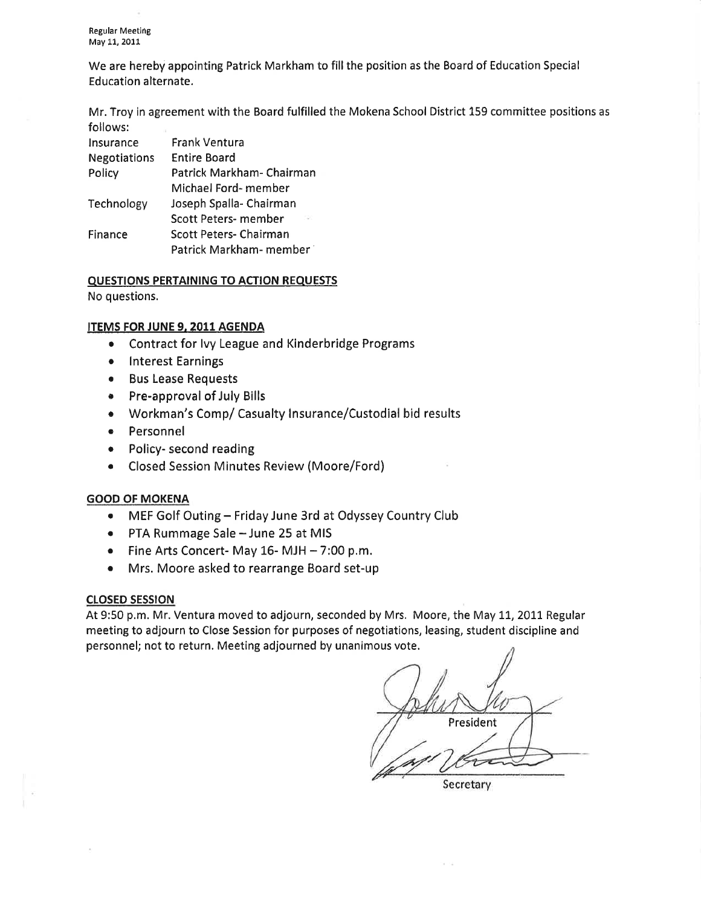We are hereby appointing Patrick Markham to fill the position as the Board of Education Special Education alternate.

Mr. Troy in agreement with the Board fulfilled the Mokena School District 159 committee positions as follows:

| | |
|---|---|
| Insurance | Frank Ventura |
| Negotiations | Entire Board |
| Policy | Patrick Markham- Chairman |
| | Michael Ford- member |
| Technology | Joseph Spalla- Chairman |
| | Scott Peters- member |
| Finance | Scott Peters- Chairman |
| | Patrick Markham- member |

**QUESTIONS PERTAINING TO ACTION REQUESTS**

No questions.

**ITEMS FOR JUNE 9, 2011 AGENDA**

- Contract for Ivy League and Kinderbridge Programs
- Interest Earnings
- Bus Lease Requests
- Pre-approval of July Bills
- Workman's Comp/ Casualty Insurance/Custodial bid results
- Personnel
- Policy- second reading
- Closed Session Minutes Review (Moore/Ford)

**GOOD OF MOKENA**

- MEF Golf Outing – Friday June 3rd at Odyssey Country Club
- PTA Rummage Sale – June 25 at MIS
- Fine Arts Concert- May 16- MJH – 7:00 p.m.
- Mrs. Moore asked to rearrange Board set-up

**CLOSED SESSION**

At 9:50 p.m. Mr. Ventura moved to adjourn, seconded by Mrs. Moore, the May 11, 2011 Regular meeting to adjourn to Close Session for purposes of negotiations, leasing, student discipline and personnel; not to return. Meeting adjourned by unanimous vote.

President

Secretary